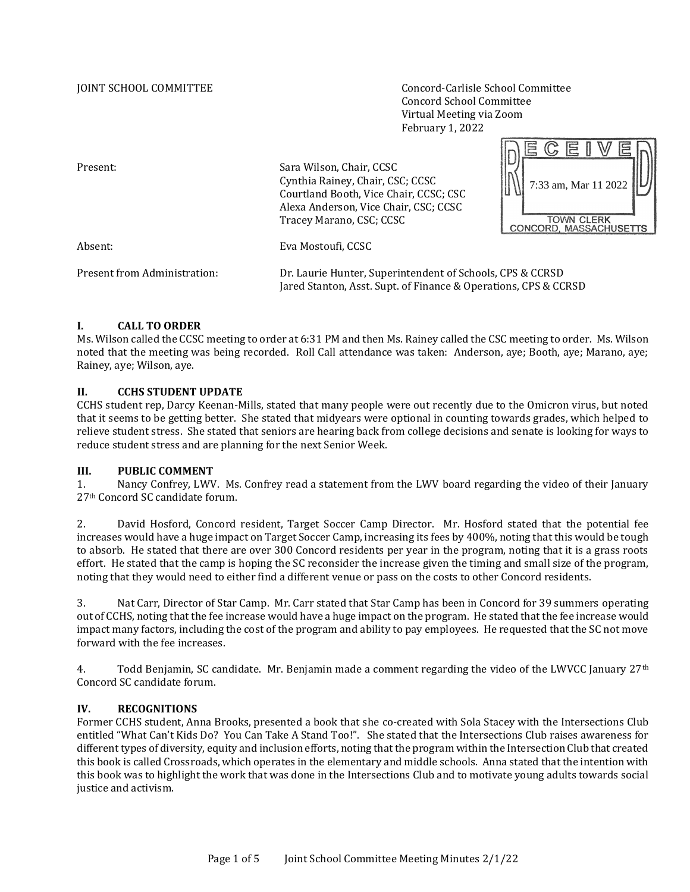JOINT SCHOOL COMMITTEE

Concord-Carlisle School Committee
Concord School Committee
Virtual Meeting via Zoom
February 1, 2022

RECEIVED
7:33 am, Mar 11 2022
TOWN CLERK
CONCORD, MASSACHUSETTS

Present: Sara Wilson, Chair, CCSC
Cynthia Rainey, Chair, CSC; CCSC
Courtland Booth, Vice Chair, CCSC; CSC
Alexa Anderson, Vice Chair, CSC; CCSC
Tracey Marano, CSC; CCSC

Absent: Eva Mostoufi, CCSC

Present from Administration: Dr. Laurie Hunter, Superintendent of Schools, CPS & CCRSD
Jared Stanton, Asst. Supt. of Finance & Operations, CPS & CCRSD

## I. CALL TO ORDER

Ms. Wilson called the CCSC meeting to order at 6:31 PM and then Ms. Rainey called the CSC meeting to order. Ms. Wilson noted that the meeting was being recorded. Roll Call attendance was taken: Anderson, aye; Booth, aye; Marano, aye; Rainey, aye; Wilson, aye.

## II. CCHS STUDENT UPDATE

CCHS student rep, Darcy Keenan-Mills, stated that many people were out recently due to the Omicron virus, but noted that it seems to be getting better. She stated that midyears were optional in counting towards grades, which helped to relieve student stress. She stated that seniors are hearing back from college decisions and senate is looking for ways to reduce student stress and are planning for the next Senior Week.

## III. PUBLIC COMMENT

1. Nancy Confrey, LWV. Ms. Confrey read a statement from the LWV board regarding the video of their January 27th Concord SC candidate forum.

2. David Hosford, Concord resident, Target Soccer Camp Director. Mr. Hosford stated that the potential fee increases would have a huge impact on Target Soccer Camp, increasing its fees by 400%, noting that this would be tough to absorb. He stated that there are over 300 Concord residents per year in the program, noting that it is a grass roots effort. He stated that the camp is hoping the SC reconsider the increase given the timing and small size of the program, noting that they would need to either find a different venue or pass on the costs to other Concord residents.

3. Nat Carr, Director of Star Camp. Mr. Carr stated that Star Camp has been in Concord for 39 summers operating out of CCHS, noting that the fee increase would have a huge impact on the program. He stated that the fee increase would impact many factors, including the cost of the program and ability to pay employees. He requested that the SC not move forward with the fee increases.

4. Todd Benjamin, SC candidate. Mr. Benjamin made a comment regarding the video of the LWVCC January 27th Concord SC candidate forum.

## IV. RECOGNITIONS

Former CCHS student, Anna Brooks, presented a book that she co-created with Sola Stacey with the Intersections Club entitled "What Can't Kids Do? You Can Take A Stand Too!". She stated that the Intersections Club raises awareness for different types of diversity, equity and inclusion efforts, noting that the program within the Intersection Club that created this book is called Crossroads, which operates in the elementary and middle schools. Anna stated that the intention with this book was to highlight the work that was done in the Intersections Club and to motivate young adults towards social justice and activism.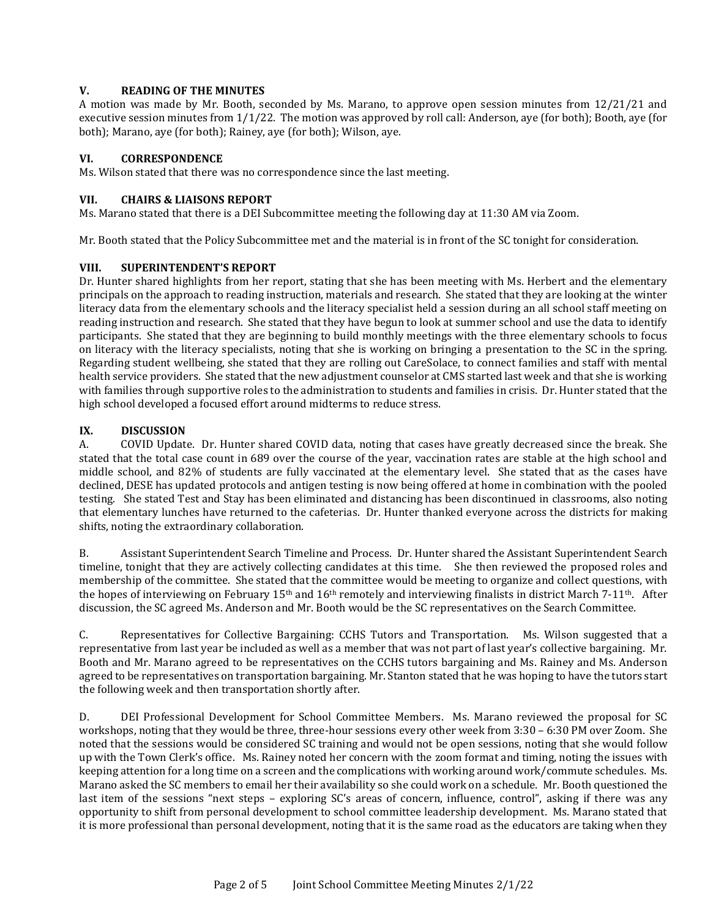## V. READING OF THE MINUTES

A motion was made by Mr. Booth, seconded by Ms. Marano, to approve open session minutes from 12/21/21 and executive session minutes from 1/1/22. The motion was approved by roll call: Anderson, aye (for both); Booth, aye (for both); Marano, aye (for both); Rainey, aye (for both); Wilson, aye.

## VI. CORRESPONDENCE

Ms. Wilson stated that there was no correspondence since the last meeting.

## VII. CHAIRS & LIAISONS REPORT

Ms. Marano stated that there is a DEI Subcommittee meeting the following day at 11:30 AM via Zoom.

Mr. Booth stated that the Policy Subcommittee met and the material is in front of the SC tonight for consideration.

## VIII. SUPERINTENDENT'S REPORT

Dr. Hunter shared highlights from her report, stating that she has been meeting with Ms. Herbert and the elementary principals on the approach to reading instruction, materials and research. She stated that they are looking at the winter literacy data from the elementary schools and the literacy specialist held a session during an all school staff meeting on reading instruction and research. She stated that they have begun to look at summer school and use the data to identify participants. She stated that they are beginning to build monthly meetings with the three elementary schools to focus on literacy with the literacy specialists, noting that she is working on bringing a presentation to the SC in the spring. Regarding student wellbeing, she stated that they are rolling out CareSolace, to connect families and staff with mental health service providers. She stated that the new adjustment counselor at CMS started last week and that she is working with families through supportive roles to the administration to students and families in crisis. Dr. Hunter stated that the high school developed a focused effort around midterms to reduce stress.

## IX. DISCUSSION

A. COVID Update. Dr. Hunter shared COVID data, noting that cases have greatly decreased since the break. She stated that the total case count in 689 over the course of the year, vaccination rates are stable at the high school and middle school, and 82% of students are fully vaccinated at the elementary level. She stated that as the cases have declined, DESE has updated protocols and antigen testing is now being offered at home in combination with the pooled testing. She stated Test and Stay has been eliminated and distancing has been discontinued in classrooms, also noting that elementary lunches have returned to the cafeterias. Dr. Hunter thanked everyone across the districts for making shifts, noting the extraordinary collaboration.

B. Assistant Superintendent Search Timeline and Process. Dr. Hunter shared the Assistant Superintendent Search timeline, tonight that they are actively collecting candidates at this time. She then reviewed the proposed roles and membership of the committee. She stated that the committee would be meeting to organize and collect questions, with the hopes of interviewing on February 15th and 16th remotely and interviewing finalists in district March 7-11th. After discussion, the SC agreed Ms. Anderson and Mr. Booth would be the SC representatives on the Search Committee.

C. Representatives for Collective Bargaining: CCHS Tutors and Transportation. Ms. Wilson suggested that a representative from last year be included as well as a member that was not part of last year's collective bargaining. Mr. Booth and Mr. Marano agreed to be representatives on the CCHS tutors bargaining and Ms. Rainey and Ms. Anderson agreed to be representatives on transportation bargaining. Mr. Stanton stated that he was hoping to have the tutors start the following week and then transportation shortly after.

D. DEI Professional Development for School Committee Members. Ms. Marano reviewed the proposal for SC workshops, noting that they would be three, three-hour sessions every other week from 3:30 – 6:30 PM over Zoom. She noted that the sessions would be considered SC training and would not be open sessions, noting that she would follow up with the Town Clerk's office. Ms. Rainey noted her concern with the zoom format and timing, noting the issues with keeping attention for a long time on a screen and the complications with working around work/commute schedules. Ms. Marano asked the SC members to email her their availability so she could work on a schedule. Mr. Booth questioned the last item of the sessions "next steps – exploring SC's areas of concern, influence, control", asking if there was any opportunity to shift from personal development to school committee leadership development. Ms. Marano stated that it is more professional than personal development, noting that it is the same road as the educators are taking when they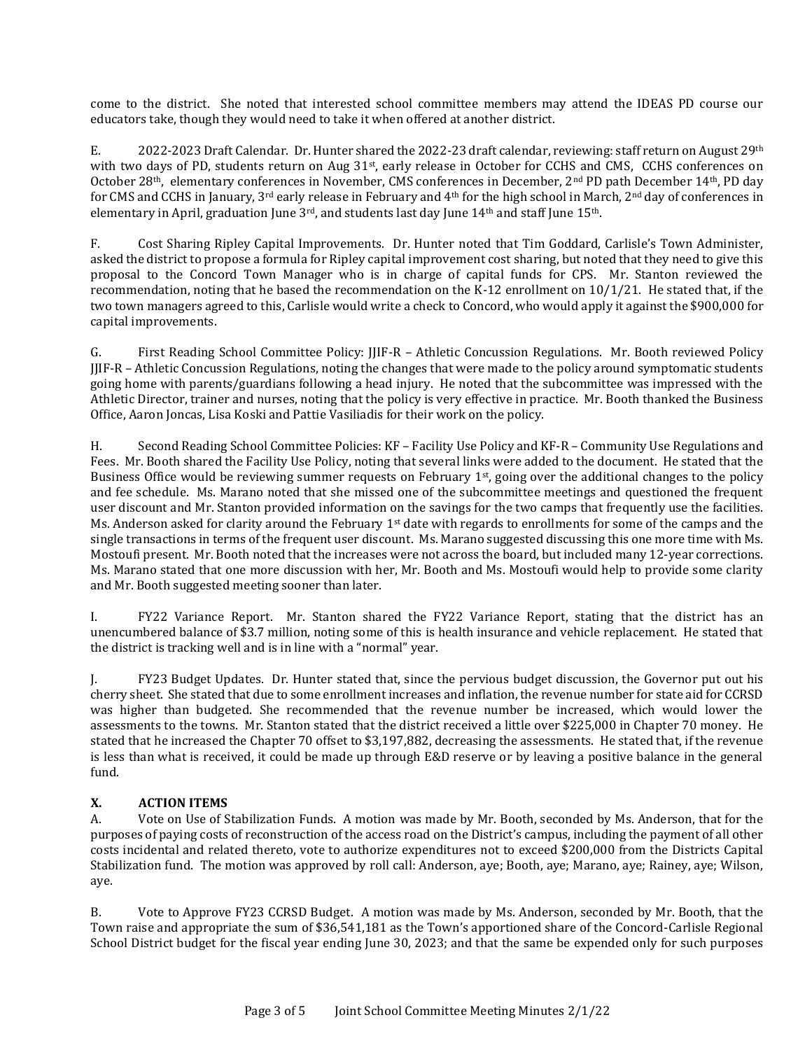come to the district. She noted that interested school committee members may attend the IDEAS PD course our educators take, though they would need to take it when offered at another district.

E. 2022-2023 Draft Calendar. Dr. Hunter shared the 2022-23 draft calendar, reviewing: staff return on August 29th with two days of PD, students return on Aug 31st, early release in October for CCHS and CMS, CCHS conferences on October 28th, elementary conferences in November, CMS conferences in December, 2nd PD path December 14th, PD day for CMS and CCHS in January, 3rd early release in February and 4th for the high school in March, 2nd day of conferences in elementary in April, graduation June 3rd, and students last day June 14th and staff June 15th.

F. Cost Sharing Ripley Capital Improvements. Dr. Hunter noted that Tim Goddard, Carlisle's Town Administer, asked the district to propose a formula for Ripley capital improvement cost sharing, but noted that they need to give this proposal to the Concord Town Manager who is in charge of capital funds for CPS. Mr. Stanton reviewed the recommendation, noting that he based the recommendation on the K-12 enrollment on 10/1/21. He stated that, if the two town managers agreed to this, Carlisle would write a check to Concord, who would apply it against the $900,000 for capital improvements.

G. First Reading School Committee Policy: JJIF-R – Athletic Concussion Regulations. Mr. Booth reviewed Policy JJIF-R – Athletic Concussion Regulations, noting the changes that were made to the policy around symptomatic students going home with parents/guardians following a head injury. He noted that the subcommittee was impressed with the Athletic Director, trainer and nurses, noting that the policy is very effective in practice. Mr. Booth thanked the Business Office, Aaron Joncas, Lisa Koski and Pattie Vasiliadis for their work on the policy.

H. Second Reading School Committee Policies: KF – Facility Use Policy and KF-R – Community Use Regulations and Fees. Mr. Booth shared the Facility Use Policy, noting that several links were added to the document. He stated that the Business Office would be reviewing summer requests on February 1st, going over the additional changes to the policy and fee schedule. Ms. Marano noted that she missed one of the subcommittee meetings and questioned the frequent user discount and Mr. Stanton provided information on the savings for the two camps that frequently use the facilities. Ms. Anderson asked for clarity around the February 1st date with regards to enrollments for some of the camps and the single transactions in terms of the frequent user discount. Ms. Marano suggested discussing this one more time with Ms. Mostoufi present. Mr. Booth noted that the increases were not across the board, but included many 12-year corrections. Ms. Marano stated that one more discussion with her, Mr. Booth and Ms. Mostoufi would help to provide some clarity and Mr. Booth suggested meeting sooner than later.

I. FY22 Variance Report. Mr. Stanton shared the FY22 Variance Report, stating that the district has an unencumbered balance of $3.7 million, noting some of this is health insurance and vehicle replacement. He stated that the district is tracking well and is in line with a "normal" year.

J. FY23 Budget Updates. Dr. Hunter stated that, since the pervious budget discussion, the Governor put out his cherry sheet. She stated that due to some enrollment increases and inflation, the revenue number for state aid for CCRSD was higher than budgeted. She recommended that the revenue number be increased, which would lower the assessments to the towns. Mr. Stanton stated that the district received a little over $225,000 in Chapter 70 money. He stated that he increased the Chapter 70 offset to $3,197,882, decreasing the assessments. He stated that, if the revenue is less than what is received, it could be made up through E&D reserve or by leaving a positive balance in the general fund.

## X. ACTION ITEMS

A. Vote on Use of Stabilization Funds. A motion was made by Mr. Booth, seconded by Ms. Anderson, that for the purposes of paying costs of reconstruction of the access road on the District's campus, including the payment of all other costs incidental and related thereto, vote to authorize expenditures not to exceed $200,000 from the Districts Capital Stabilization fund. The motion was approved by roll call: Anderson, aye; Booth, aye; Marano, aye; Rainey, aye; Wilson, aye.

B. Vote to Approve FY23 CCRSD Budget. A motion was made by Ms. Anderson, seconded by Mr. Booth, that the Town raise and appropriate the sum of $36,541,181 as the Town's apportioned share of the Concord-Carlisle Regional School District budget for the fiscal year ending June 30, 2023; and that the same be expended only for such purposes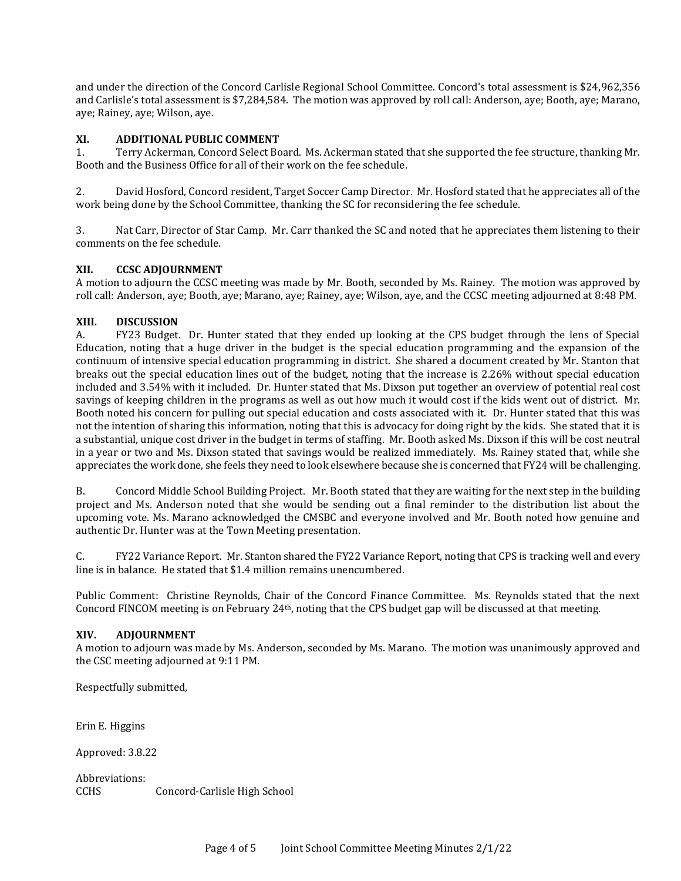and under the direction of the Concord Carlisle Regional School Committee. Concord's total assessment is $24,962,356 and Carlisle's total assessment is $7,284,584. The motion was approved by roll call: Anderson, aye; Booth, aye; Marano, aye; Rainey, aye; Wilson, aye.

## XI. ADDITIONAL PUBLIC COMMENT

1. Terry Ackerman, Concord Select Board. Ms. Ackerman stated that she supported the fee structure, thanking Mr. Booth and the Business Office for all of their work on the fee schedule.

2. David Hosford, Concord resident, Target Soccer Camp Director. Mr. Hosford stated that he appreciates all of the work being done by the School Committee, thanking the SC for reconsidering the fee schedule.

3. Nat Carr, Director of Star Camp. Mr. Carr thanked the SC and noted that he appreciates them listening to their comments on the fee schedule.

## XII. CCSC ADJOURNMENT

A motion to adjourn the CCSC meeting was made by Mr. Booth, seconded by Ms. Rainey. The motion was approved by roll call: Anderson, aye; Booth, aye; Marano, aye; Rainey, aye; Wilson, aye, and the CCSC meeting adjourned at 8:48 PM.

## XIII. DISCUSSION

A. FY23 Budget. Dr. Hunter stated that they ended up looking at the CPS budget through the lens of Special Education, noting that a huge driver in the budget is the special education programming and the expansion of the continuum of intensive special education programming in district. She shared a document created by Mr. Stanton that breaks out the special education lines out of the budget, noting that the increase is 2.26% without special education included and 3.54% with it included. Dr. Hunter stated that Ms. Dixson put together an overview of potential real cost savings of keeping children in the programs as well as out how much it would cost if the kids went out of district. Mr. Booth noted his concern for pulling out special education and costs associated with it. Dr. Hunter stated that this was not the intention of sharing this information, noting that this is advocacy for doing right by the kids. She stated that it is a substantial, unique cost driver in the budget in terms of staffing. Mr. Booth asked Ms. Dixson if this will be cost neutral in a year or two and Ms. Dixson stated that savings would be realized immediately. Ms. Rainey stated that, while she appreciates the work done, she feels they need to look elsewhere because she is concerned that FY24 will be challenging.

B. Concord Middle School Building Project. Mr. Booth stated that they are waiting for the next step in the building project and Ms. Anderson noted that she would be sending out a final reminder to the distribution list about the upcoming vote. Ms. Marano acknowledged the CMSBC and everyone involved and Mr. Booth noted how genuine and authentic Dr. Hunter was at the Town Meeting presentation.

C. FY22 Variance Report. Mr. Stanton shared the FY22 Variance Report, noting that CPS is tracking well and every line is in balance. He stated that $1.4 million remains unencumbered.

Public Comment: Christine Reynolds, Chair of the Concord Finance Committee. Ms. Reynolds stated that the next Concord FINCOM meeting is on February 24th, noting that the CPS budget gap will be discussed at that meeting.

## XIV. ADJOURNMENT

A motion to adjourn was made by Ms. Anderson, seconded by Ms. Marano. The motion was unanimously approved and the CSC meeting adjourned at 9:11 PM.

Respectfully submitted,

Erin E. Higgins

Approved: 3.8.22

Abbreviations:

CCHS Concord-Carlisle High School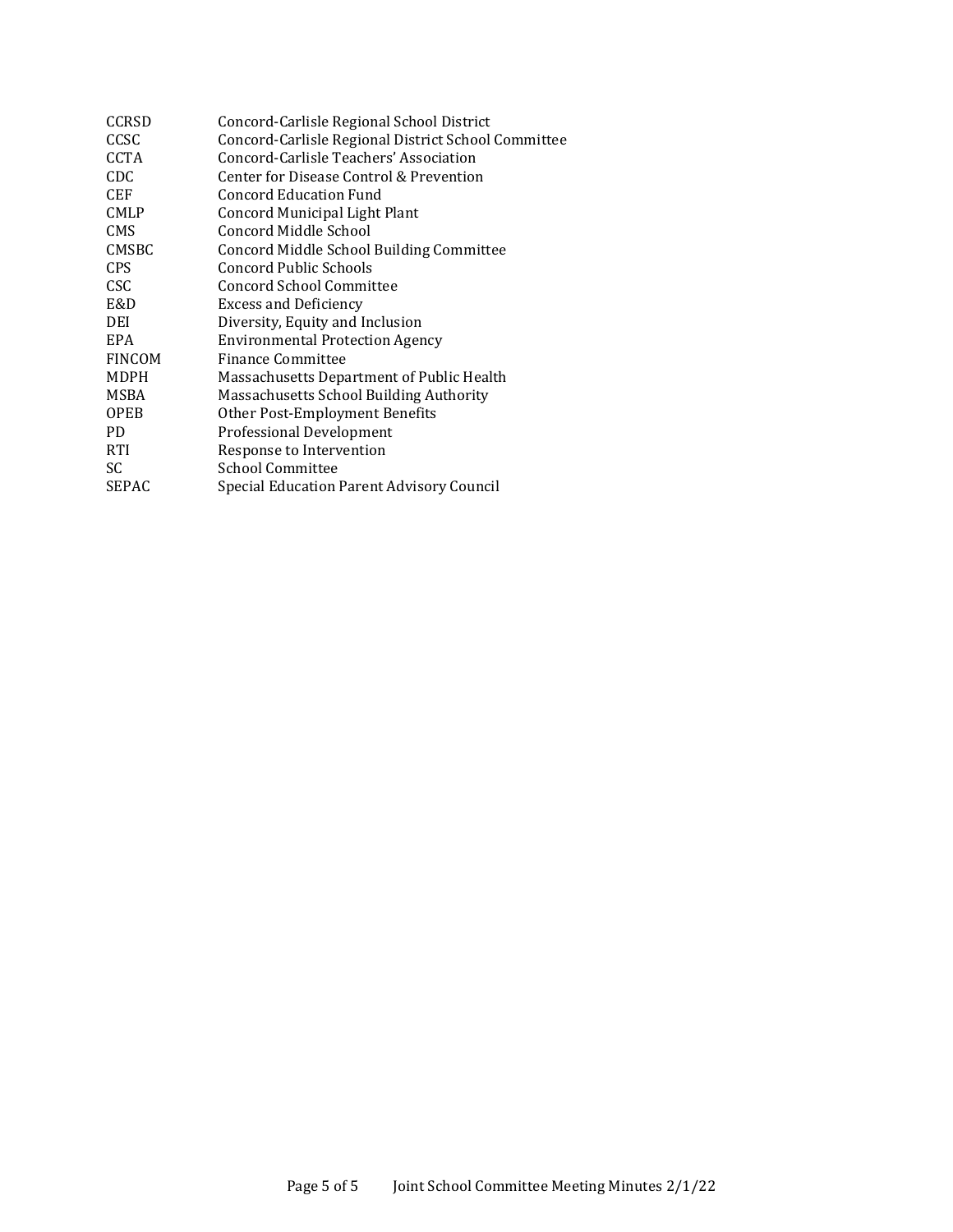| | |
|---|---|
| CCRSD | Concord-Carlisle Regional School District |
| CCSC | Concord-Carlisle Regional District School Committee |
| CCTA | Concord-Carlisle Teachers' Association |
| CDC | Center for Disease Control & Prevention |
| CEF | Concord Education Fund |
| CMLP | Concord Municipal Light Plant |
| CMS | Concord Middle School |
| CMSBC | Concord Middle School Building Committee |
| CPS | Concord Public Schools |
| CSC | Concord School Committee |
| E&D | Excess and Deficiency |
| DEI | Diversity, Equity and Inclusion |
| EPA | Environmental Protection Agency |
| FINCOM | Finance Committee |
| MDPH | Massachusetts Department of Public Health |
| MSBA | Massachusetts School Building Authority |
| OPEB | Other Post-Employment Benefits |
| PD | Professional Development |
| RTI | Response to Intervention |
| SC | School Committee |
| SEPAC | Special Education Parent Advisory Council |